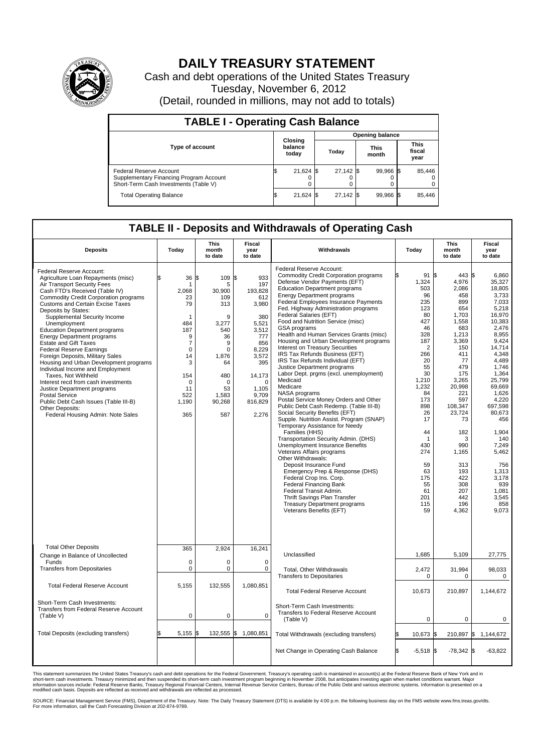# DAILY TREASURY STATEMENT

Cash and debt operations of the United States Treasury

Tuesday, November 6, 2012

(Detail, rounded in millions, may not add to totals)

## TABLE I - Operating Cash Balance

| Type of account | Closing balance today | Opening balance Today | Opening balance This month | Opening balance This fiscal year |
|---|---|---|---|---|
| Federal Reserve Account | $ 21,624 | $ 27,142 | $ 99,966 | $ 85,446 |
| Supplementary Financing Program Account | 0 | 0 | 0 | 0 |
| Short-Term Cash Investments (Table V) | 0 | 0 | 0 | 0 |
| Total Operating Balance | $ 21,624 | $ 27,142 | $ 99,966 | $ 85,446 |

## TABLE II - Deposits and Withdrawals of Operating Cash

| Deposits | Today | This month to date | Fiscal year to date | Withdrawals | Today | This month to date | Fiscal year to date |
|---|---|---|---|---|---|---|---|
| Federal Reserve Account: | | | | Federal Reserve Account: | | | |
| Agriculture Loan Repayments (misc) | $ 36 | $ 109 | $ 933 | Commodity Credit Corporation programs | $ 91 | $ 443 | $ 6,860 |
| Air Transport Security Fees | 1 | 5 | 197 | Defense Vendor Payments (EFT) | 1,324 | 4,976 | 35,327 |
| Cash FTD's Received (Table IV) | 2,068 | 30,900 | 193,828 | Education Department programs | 503 | 2,086 | 18,805 |
| Commodity Credit Corporation programs | 23 | 109 | 612 | Energy Department programs | 96 | 458 | 3,733 |
| Customs and Certain Excise Taxes | 79 | 313 | 3,980 | Federal Employees Insurance Payments | 235 | 899 | 7,033 |
| Deposits by States: | | | | Fed. Highway Administration programs | 123 | 654 | 5,218 |
| Supplemental Security Income | 1 | 9 | 380 | Federal Salaries (EFT) | 80 | 1,703 | 16,970 |
| Unemployment | 484 | 3,277 | 5,521 | Food and Nutrition Service (misc) | 427 | 1,558 | 10,383 |
| Education Department programs | 187 | 540 | 3,512 | GSA programs | 46 | 683 | 2,476 |
| Energy Department programs | 9 | 36 | 777 | Health and Human Services Grants (misc) | 328 | 1,213 | 8,955 |
| Estate and Gift Taxes | 7 | 9 | 856 | Housing and Urban Development programs | 187 | 3,369 | 9,424 |
| Federal Reserve Earnings | 0 | 0 | 8,229 | Interest on Treasury Securities | 2 | 150 | 14,714 |
| Foreign Deposits, Military Sales | 14 | 1,876 | 3,572 | IRS Tax Refunds Business (EFT) | 266 | 411 | 4,348 |
| Housing and Urban Development programs | 3 | 64 | 395 | IRS Tax Refunds Individual (EFT) | 20 | 77 | 4,489 |
| Individual Income and Employment | | | | Justice Department programs | 55 | 479 | 1,746 |
| Taxes, Not Withheld | 154 | 480 | 14,173 | Labor Dept. prgms (excl. unemployment) | 30 | 175 | 1,364 |
| Interest recd from cash investments | 0 | 0 | 0 | Medicaid | 1,210 | 3,265 | 25,799 |
| Justice Department programs | 11 | 53 | 1,105 | Medicare | 1,232 | 20,998 | 69,669 |
| Postal Service | 522 | 1,583 | 9,709 | NASA programs | 84 | 221 | 1,626 |
| Public Debt Cash Issues (Table III-B) | 1,190 | 90,268 | 816,829 | Postal Service Money Orders and Other | 173 | 597 | 4,220 |
| Other Deposits: | | | | Public Debt Cash Redemp. (Table III-B) | 898 | 108,347 | 697,598 |
| Federal Housing Admin: Note Sales | 365 | 587 | 2,276 | Social Security Benefits (EFT) | 26 | 23,724 | 80,673 |
| | | | | Supple. Nutrition Assist. Program (SNAP) | 17 | 73 | 456 |
| | | | | Temporary Assistance for Needy Families (HHS) | 44 | 182 | 1,904 |
| | | | | Transportation Security Admin. (DHS) | 1 | 3 | 140 |
| | | | | Unemployment Insurance Benefits | 430 | 990 | 7,249 |
| | | | | Veterans Affairs programs | 274 | 1,165 | 5,462 |
| | | | | Other Withdrawals: | | | |
| | | | | Deposit Insurance Fund | 59 | 313 | 756 |
| | | | | Emergency Prep & Response (DHS) | 63 | 193 | 1,313 |
| | | | | Federal Crop Ins. Corp. | 175 | 422 | 3,178 |
| | | | | Federal Financing Bank | 55 | 308 | 939 |
| | | | | Federal Transit Admin. | 61 | 207 | 1,081 |
| | | | | Thrift Savings Plan Transfer | 201 | 442 | 3,545 |
| | | | | Treasury Department programs | 115 | 196 | 858 |
| | | | | Veterans Benefits (EFT) | 59 | 4,362 | 9,073 |
| Total Other Deposits | 365 | 2,924 | 16,241 | Unclassified | 1,685 | 5,109 | 27,775 |
| Change in Balance of Uncollected Funds | 0 | 0 | 0 | | | | |
| Transfers from Depositaries | 0 | 0 | 0 | Total, Other Withdrawals | 2,472 | 31,994 | 98,033 |
| | | | | Transfers to Depositaries | 0 | 0 | 0 |
| Total Federal Reserve Account | 5,155 | 132,555 | 1,080,851 | Total Federal Reserve Account | 10,673 | 210,897 | 1,144,672 |
| Short-Term Cash Investments: Transfers from Federal Reserve Account (Table V) | 0 | 0 | 0 | Short-Term Cash Investments: Transfers to Federal Reserve Account (Table V) | 0 | 0 | 0 |
| Total Deposits (excluding transfers) | $ 5,155 | $ 132,555 | $ 1,080,851 | Total Withdrawals (excluding transfers) | $ 10,673 | $ 210,897 | $ 1,144,672 |
| | | | | Net Change in Operating Cash Balance | $ -5,518 | $ -78,342 | $ -63,822 |

This statement summarizes the United States Treasury's cash and debt operations for the Federal Government. Treasury's operating cash is maintained in account(s) at the Federal Reserve Bank of New York and in short-term cash investments. Treasury minimized and then suspended its short-term cash investment program beginning in November 2008, but anticipates investing again when market conditions warrant. Major information sources include: Federal Reserve Banks, Treasury Regional Financial Centers, Internal Revenue Service Centers, Bureau of the Public Debt and various electronic systems. Information is presented on a modified cash basis. Deposits are reflected as received and withdrawals are reflected as processed.

SOURCE: Financial Management Service (FMS), Department of the Treasury. Note: The Daily Treasury Statement (DTS) is available by 4:00 p.m. the following business day on the FMS website www.fms.treas.gov/dts. For more information, call the Cash Forecasting Division at 202-874-9789.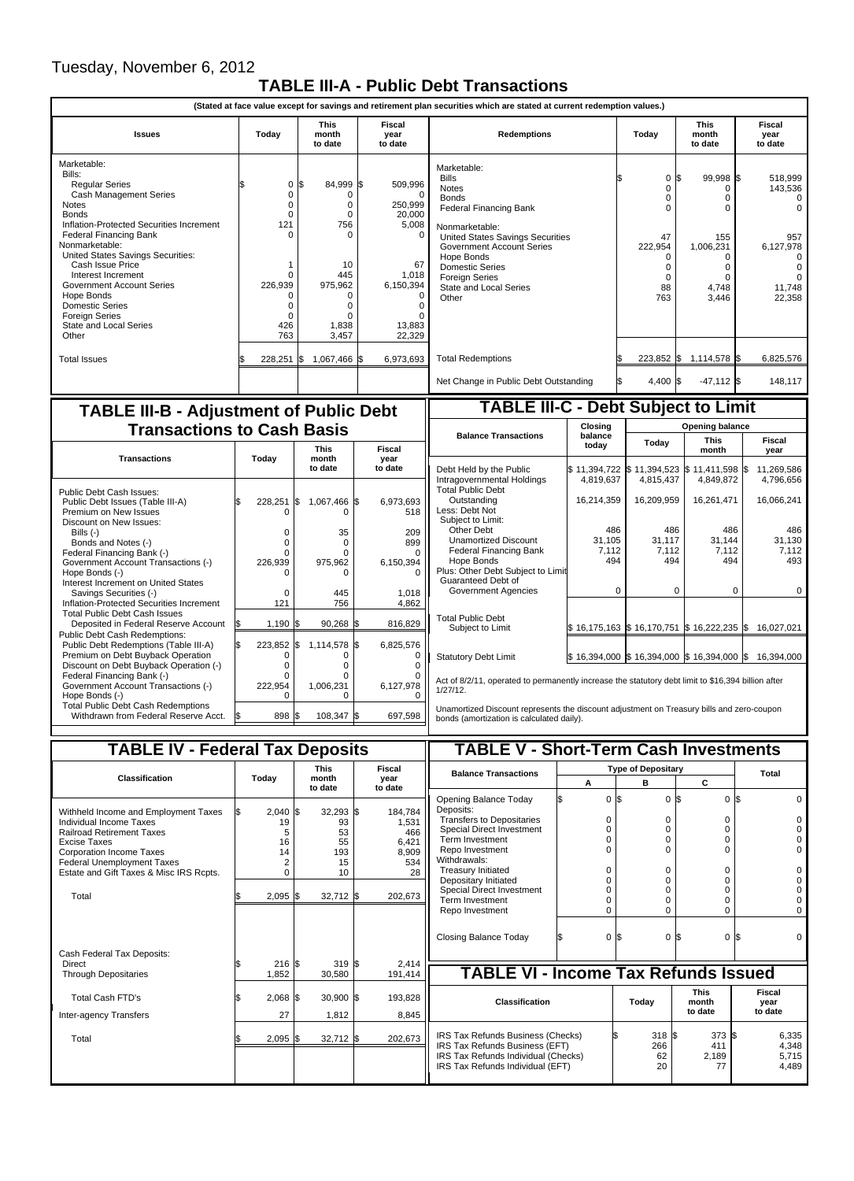Tuesday, November 6, 2012

# TABLE III-A - Public Debt Transactions

(Stated at face value except for savings and retirement plan securities which are stated at current redemption values.)

| Issues | Today | This month to date | Fiscal year to date |
|---|---|---|---|
| Marketable: | | | |
| Bills: | | | |
| Regular Series | $ 0 | $ 84,999 | $ 509,996 |
| Cash Management Series | 0 | 0 | 0 |
| Notes | 0 | 0 | 250,999 |
| Bonds | 0 | 0 | 20,000 |
| Inflation-Protected Securities Increment | 121 | 756 | 5,008 |
| Federal Financing Bank | 0 | 0 | 0 |
| Nonmarketable: | | | |
| United States Savings Securities: | | | |
| Cash Issue Price | 1 | 10 | 67 |
| Interest Increment | 0 | 445 | 1,018 |
| Government Account Series | 226,939 | 975,962 | 6,150,394 |
| Hope Bonds | 0 | 0 | 0 |
| Domestic Series | 0 | 0 | 0 |
| Foreign Series | 0 | 0 | 0 |
| State and Local Series | 426 | 1,838 | 13,883 |
| Other | 763 | 3,457 | 22,329 |
| Total Issues | $ 228,251 | $ 1,067,466 | $ 6,973,693 |

| Redemptions | Today | This month to date | Fiscal year to date |
|---|---|---|---|
| Marketable: | | | |
| Bills | $ 0 | $ 99,998 | $ 518,999 |
| Notes | 0 | 0 | 143,536 |
| Bonds | 0 | 0 | 0 |
| Federal Financing Bank | 0 | 0 | 0 |
| Nonmarketable: | | | |
| United States Savings Securities | 47 | 155 | 957 |
| Government Account Series | 222,954 | 1,006,231 | 6,127,978 |
| Hope Bonds | 0 | 0 | 0 |
| Domestic Series | 0 | 0 | 0 |
| Foreign Series | 0 | 0 | 0 |
| State and Local Series | 88 | 4,748 | 11,748 |
| Other | 763 | 3,446 | 22,358 |
| Total Redemptions | $ 223,852 | $ 1,114,578 | $ 6,825,576 |
| Net Change in Public Debt Outstanding | $ 4,400 | $ -47,112 | $ 148,117 |

# TABLE III-B - Adjustment of Public Debt Transactions to Cash Basis

| Transactions | Today | This month to date | Fiscal year to date |
|---|---|---|---|
| Public Debt Cash Issues: | | | |
| Public Debt Issues (Table III-A) | $ 228,251 | $ 1,067,466 | $ 6,973,693 |
| Premium on New Issues | 0 | 0 | 518 |
| Discount on New Issues: | | | |
| Bills (-) | 0 | 35 | 209 |
| Bonds and Notes (-) | 0 | 0 | 899 |
| Federal Financing Bank (-) | 0 | 0 | 0 |
| Government Account Transactions (-) | 226,939 | 975,962 | 6,150,394 |
| Hope Bonds (-) | 0 | 0 | 0 |
| Interest Increment on United States Savings Securities (-) | 0 | 445 | 1,018 |
| Inflation-Protected Securities Increment | 121 | 756 | 4,862 |
| Total Public Debt Cash Issues Deposited in Federal Reserve Account | $ 1,190 | $ 90,268 | $ 816,829 |
| Public Debt Cash Redemptions: | | | |
| Public Debt Redemptions (Table III-A) | $ 223,852 | $ 1,114,578 | $ 6,825,576 |
| Premium on Debt Buyback Operation | 0 | 0 | 0 |
| Discount on Debt Buyback Operation (-) | 0 | 0 | 0 |
| Federal Financing Bank (-) | 0 | 0 | 0 |
| Government Account Transactions (-) | 222,954 | 1,006,231 | 6,127,978 |
| Hope Bonds (-) | 0 | 0 | 0 |
| Total Public Debt Cash Redemptions Withdrawn from Federal Reserve Acct. | $ 898 | $ 108,347 | $ 697,598 |

# TABLE III-C - Debt Subject to Limit

| Balance Transactions | Closing balance today | Opening balance Today | Opening balance This month | Opening balance Fiscal year |
|---|---|---|---|---|
| Debt Held by the Public | $ 11,394,722 | $ 11,394,523 | $ 11,411,598 | $ 11,269,586 |
| Intragovernmental Holdings | 4,819,637 | 4,815,437 | 4,849,872 | 4,796,656 |
| Total Public Debt Outstanding | 16,214,359 | 16,209,959 | 16,261,471 | 16,066,241 |
| Less: Debt Not Subject to Limit: | | | | |
| Other Debt | 486 | 486 | 486 | 486 |
| Unamortized Discount | 31,105 | 31,117 | 31,144 | 31,130 |
| Federal Financing Bank | 7,112 | 7,112 | 7,112 | 7,112 |
| Hope Bonds | 494 | 494 | 494 | 493 |
| Plus: Other Debt Subject to Limit | | | | |
| Guaranteed Debt of Government Agencies | 0 | 0 | 0 | 0 |
| Total Public Debt Subject to Limit | $ 16,175,163 | $ 16,170,751 | $ 16,222,235 | $ 16,027,021 |
| Statutory Debt Limit | $ 16,394,000 | $ 16,394,000 | $ 16,394,000 | $ 16,394,000 |

Act of 8/2/11, operated to permanently increase the statutory debt limit to $16,394 billion after 1/27/12.

Unamortized Discount represents the discount adjustment on Treasury bills and zero-coupon bonds (amortization is calculated daily).

# TABLE IV - Federal Tax Deposits

| Classification | Today | This month to date | Fiscal year to date |
|---|---|---|---|
| Withheld Income and Employment Taxes | $ 2,040 | $ 32,293 | $ 184,784 |
| Individual Income Taxes | 19 | 93 | 1,531 |
| Railroad Retirement Taxes | 5 | 53 | 466 |
| Excise Taxes | 16 | 55 | 6,421 |
| Corporation Income Taxes | 14 | 193 | 8,909 |
| Federal Unemployment Taxes | 2 | 15 | 534 |
| Estate and Gift Taxes & Misc IRS Rcpts. | 0 | 10 | 28 |
| Total | $ 2,095 | $ 32,712 | $ 202,673 |
| Cash Federal Tax Deposits: | | | |
| Direct | $ 216 | $ 319 | $ 2,414 |
| Through Depositaries | 1,852 | 30,580 | 191,414 |
| Total Cash FTD's | $ 2,068 | $ 30,900 | $ 193,828 |
| Inter-agency Transfers | 27 | 1,812 | 8,845 |
| Total | $ 2,095 | $ 32,712 | $ 202,673 |

# TABLE V - Short-Term Cash Investments

| Balance Transactions | Type of Depositary A | Type of Depositary B | Type of Depositary C | Total |
|---|---|---|---|---|
| Opening Balance Today | $ 0 | $ 0 | $ 0 | $ 0 |
| Deposits: | | | | |
| Transfers to Depositaries | 0 | 0 | 0 | 0 |
| Special Direct Investment | 0 | 0 | 0 | 0 |
| Term Investment | 0 | 0 | 0 | 0 |
| Repo Investment | 0 | 0 | 0 | 0 |
| Withdrawals: | | | | |
| Treasury Initiated | 0 | 0 | 0 | 0 |
| Depositary Initiated | 0 | 0 | 0 | 0 |
| Special Direct Investment | 0 | 0 | 0 | 0 |
| Term Investment | 0 | 0 | 0 | 0 |
| Repo Investment | 0 | 0 | 0 | 0 |
| Closing Balance Today | $ 0 | $ 0 | $ 0 | $ 0 |

# TABLE VI - Income Tax Refunds Issued

| Classification | Today | This month to date | Fiscal year to date |
|---|---|---|---|
| IRS Tax Refunds Business (Checks) | $ 318 | $ 373 | $ 6,335 |
| IRS Tax Refunds Business (EFT) | 266 | 411 | 4,348 |
| IRS Tax Refunds Individual (Checks) | 62 | 2,189 | 5,715 |
| IRS Tax Refunds Individual (EFT) | 20 | 77 | 4,489 |